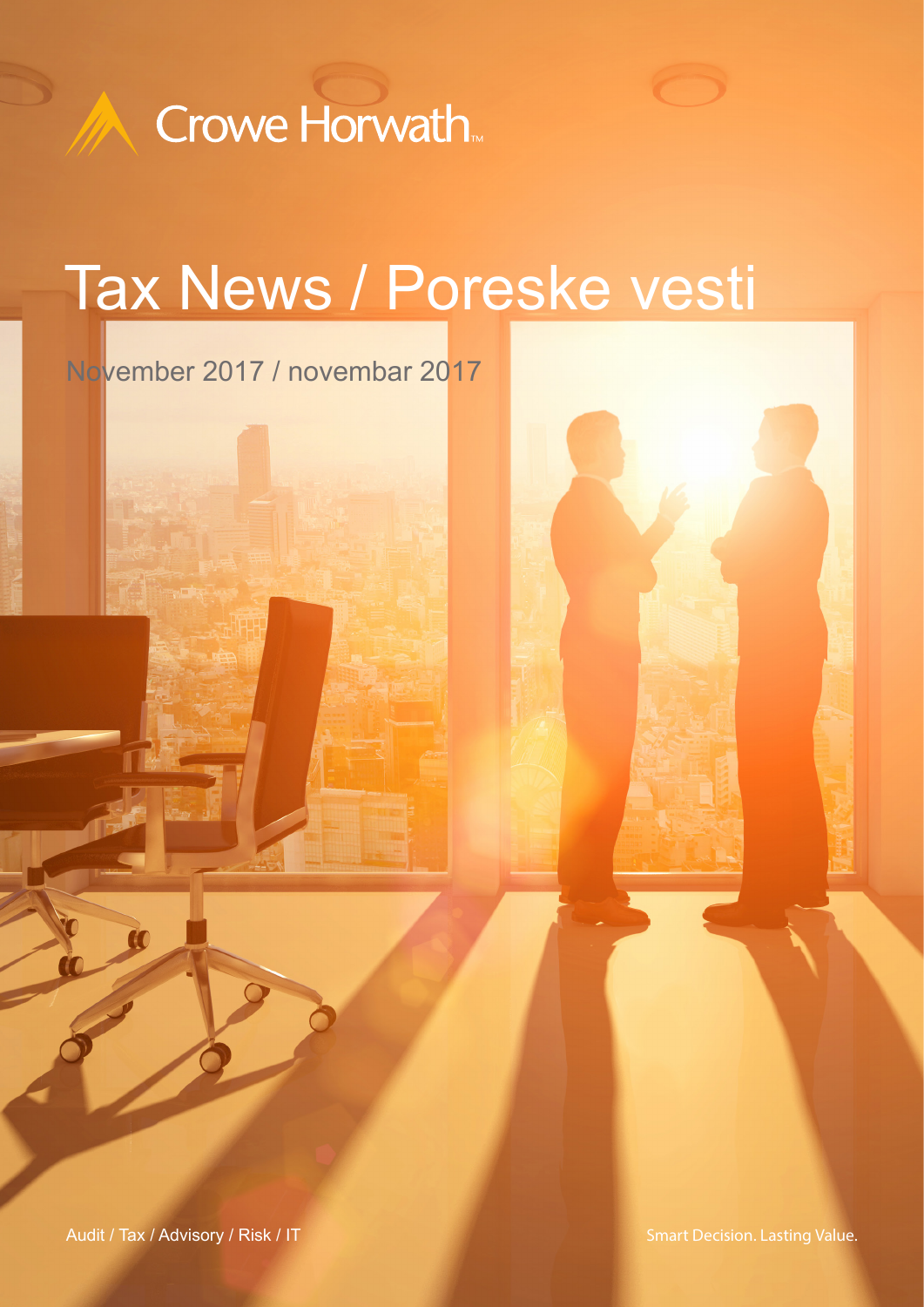Crowe Horwath

# Tax News / Poreske vesti

November 2017 / novembar 2017

Audit / Tax / Advisory / Risk / IT

Smart Decision. Lasting Value.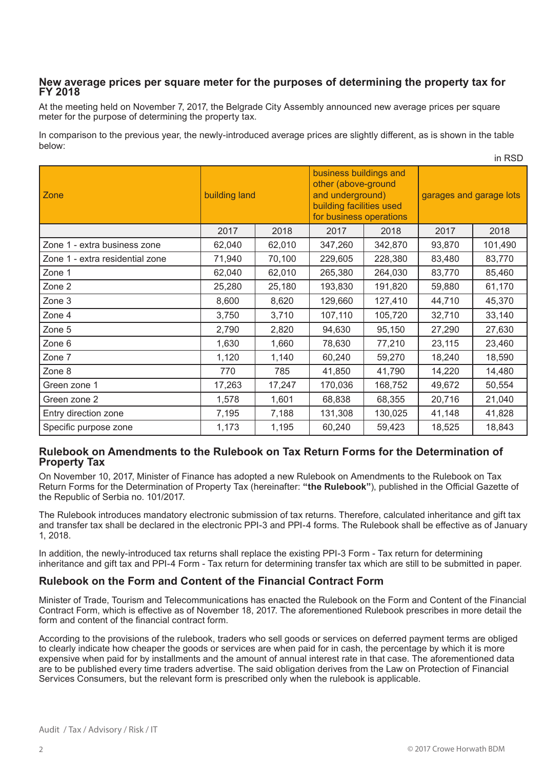## New average prices per square meter for the purposes of determining the property tax for FY 2018

At the meeting held on November 7, 2017, the Belgrade City Assembly announced new average prices per square meter for the purpose of determining the property tax.

In comparison to the previous year, the newly-introduced average prices are slightly different, as is shown in the table below:

in RSD

| Zone | building land | | business buildings and other (above-ground and underground) building facilities used for business operations | | garages and garage lots | |
|---|---|---|---|---|---|---|
| | 2017 | 2018 | 2017 | 2018 | 2017 | 2018 |
| Zone 1 - extra business zone | 62,040 | 62,010 | 347,260 | 342,870 | 93,870 | 101,490 |
| Zone 1 - extra residential zone | 71,940 | 70,100 | 229,605 | 228,380 | 83,480 | 83,770 |
| Zone 1 | 62,040 | 62,010 | 265,380 | 264,030 | 83,770 | 85,460 |
| Zone 2 | 25,280 | 25,180 | 193,830 | 191,820 | 59,880 | 61,170 |
| Zone 3 | 8,600 | 8,620 | 129,660 | 127,410 | 44,710 | 45,370 |
| Zone 4 | 3,750 | 3,710 | 107,110 | 105,720 | 32,710 | 33,140 |
| Zone 5 | 2,790 | 2,820 | 94,630 | 95,150 | 27,290 | 27,630 |
| Zone 6 | 1,630 | 1,660 | 78,630 | 77,210 | 23,115 | 23,460 |
| Zone 7 | 1,120 | 1,140 | 60,240 | 59,270 | 18,240 | 18,590 |
| Zone 8 | 770 | 785 | 41,850 | 41,790 | 14,220 | 14,480 |
| Green zone 1 | 17,263 | 17,247 | 170,036 | 168,752 | 49,672 | 50,554 |
| Green zone 2 | 1,578 | 1,601 | 68,838 | 68,355 | 20,716 | 21,040 |
| Entry direction zone | 7,195 | 7,188 | 131,308 | 130,025 | 41,148 | 41,828 |
| Specific purpose zone | 1,173 | 1,195 | 60,240 | 59,423 | 18,525 | 18,843 |

## Rulebook on Amendments to the Rulebook on Tax Return Forms for the Determination of Property Tax

On November 10, 2017, Minister of Finance has adopted a new Rulebook on Amendments to the Rulebook on Tax Return Forms for the Determination of Property Tax (hereinafter: **"the Rulebook"**), published in the Official Gazette of the Republic of Serbia no. 101/2017.

The Rulebook introduces mandatory electronic submission of tax returns. Therefore, calculated inheritance and gift tax and transfer tax shall be declared in the electronic PPI-3 and PPI-4 forms. The Rulebook shall be effective as of January 1, 2018.

In addition, the newly-introduced tax returns shall replace the existing PPI-3 Form - Tax return for determining inheritance and gift tax and PPI-4 Form - Tax return for determining transfer tax which are still to be submitted in paper.

## Rulebook on the Form and Content of the Financial Contract Form

Minister of Trade, Tourism and Telecommunications has enacted the Rulebook on the Form and Content of the Financial Contract Form, which is effective as of November 18, 2017. The aforementioned Rulebook prescribes in more detail the form and content of the financial contract form.

According to the provisions of the rulebook, traders who sell goods or services on deferred payment terms are obliged to clearly indicate how cheaper the goods or services are when paid for in cash, the percentage by which it is more expensive when paid for by installments and the amount of annual interest rate in that case. The aforementioned data are to be published every time traders advertise. The said obligation derives from the Law on Protection of Financial Services Consumers, but the relevant form is prescribed only when the rulebook is applicable.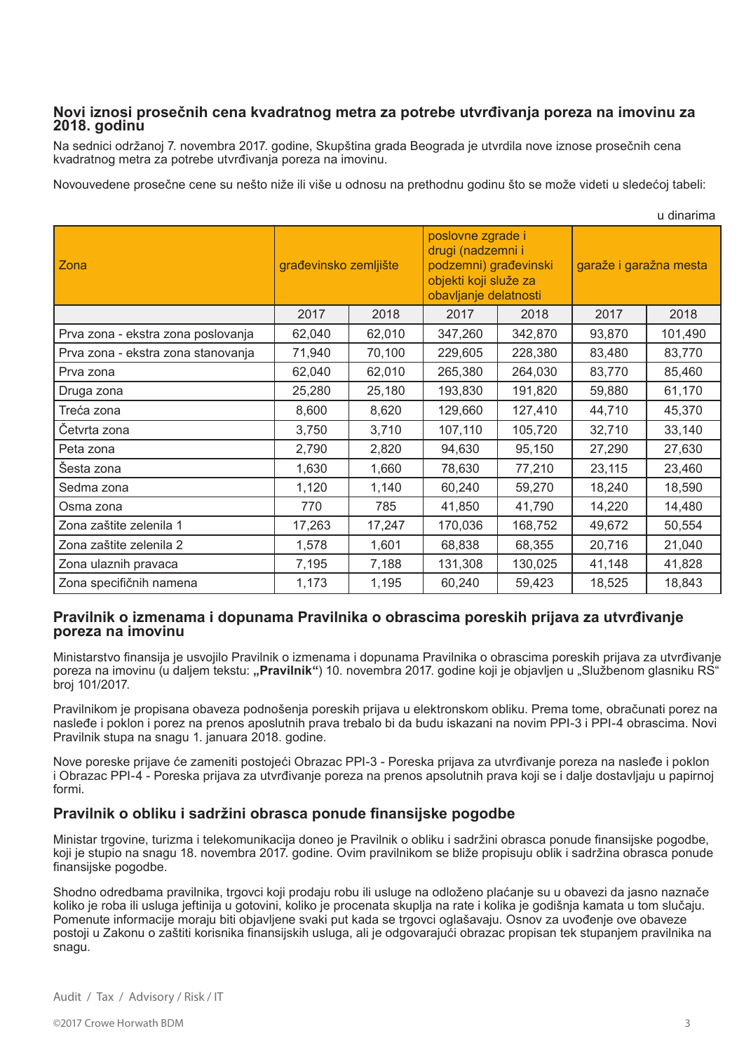## Novi iznosi prosečnih cena kvadratnog metra za potrebe utvrđivanja poreza na imovinu za 2018. godinu

Na sednici održanoj 7. novembra 2017. godine, Skupština grada Beograda je utvrdila nove iznose prosečnih cena kvadratnog metra za potrebe utvrđivanja poreza na imovinu.

Novouvedene prosečne cene su nešto niže ili više u odnosu na prethodnu godinu što se može videti u sledećoj tabeli:

u dinarima

| Zona | građevinsko zemljište | | poslovne zgrade i drugi (nadzemni i podzemni) građevinski objekti koji služe za obavljanje delatnosti | | garaže i garažna mesta | |
|---|---|---|---|---|---|---|
| | 2017 | 2018 | 2017 | 2018 | 2017 | 2018 |
| Prva zona - ekstra zona poslovanja | 62,040 | 62,010 | 347,260 | 342,870 | 93,870 | 101,490 |
| Prva zona - ekstra zona stanovanja | 71,940 | 70,100 | 229,605 | 228,380 | 83,480 | 83,770 |
| Prva zona | 62,040 | 62,010 | 265,380 | 264,030 | 83,770 | 85,460 |
| Druga zona | 25,280 | 25,180 | 193,830 | 191,820 | 59,880 | 61,170 |
| Treća zona | 8,600 | 8,620 | 129,660 | 127,410 | 44,710 | 45,370 |
| Četvrta zona | 3,750 | 3,710 | 107,110 | 105,720 | 32,710 | 33,140 |
| Peta zona | 2,790 | 2,820 | 94,630 | 95,150 | 27,290 | 27,630 |
| Šesta zona | 1,630 | 1,660 | 78,630 | 77,210 | 23,115 | 23,460 |
| Sedma zona | 1,120 | 1,140 | 60,240 | 59,270 | 18,240 | 18,590 |
| Osma zona | 770 | 785 | 41,850 | 41,790 | 14,220 | 14,480 |
| Zona zaštite zelenila 1 | 17,263 | 17,247 | 170,036 | 168,752 | 49,672 | 50,554 |
| Zona zaštite zelenila 2 | 1,578 | 1,601 | 68,838 | 68,355 | 20,716 | 21,040 |
| Zona ulaznih pravaca | 7,195 | 7,188 | 131,308 | 130,025 | 41,148 | 41,828 |
| Zona specifičnih namena | 1,173 | 1,195 | 60,240 | 59,423 | 18,525 | 18,843 |

## Pravilnik o izmenama i dopunama Pravilnika o obrascima poreskih prijava za utvrđivanje poreza na imovinu

Ministarstvo finansija je usvojilo Pravilnik o izmenama i dopunama Pravilnika o obrascima poreskih prijava za utvrđivanje poreza na imovinu (u daljem tekstu: **„Pravilnik“**) 10. novembra 2017. godine koji je objavljen u „Službenom glasniku RS“ broj 101/2017.

Pravilnikom je propisana obaveza podnošenja poreskih prijava u elektronskom obliku. Prema tome, obračunati porez na nasleđe i poklon i porez na prenos apsolutnih prava trebalo bi da budu iskazani na novim PPI-3 i PPI-4 obrascima. Novi Pravilnik stupa na snagu 1. januara 2018. godine.

Nove poreske prijave će zameniti postojeći Obrazac PPI-3 - Poreska prijava za utvrđivanje poreza na nasleđe i poklon i Obrazac PPI-4 - Poreska prijava za utvrđivanje poreza na prenos apsolutnih prava koji se i dalje dostavljaju u papirnoj formi.

## Pravilnik o obliku i sadržini obrasca ponude finansijske pogodbe

Ministar trgovine, turizma i telekomunikacija doneo je Pravilnik o obliku i sadržini obrasca ponude finansijske pogodbe, koji je stupio na snagu 18. novembra 2017. godine. Ovim pravilnikom se bliže propisuju oblik i sadržina obrasca ponude finansijske pogodbe.

Shodno odredbama pravilnika, trgovci koji prodaju robu ili usluge na odloženo plaćanje su u obavezi da jasno naznače koliko je roba ili usluga jeftinija u gotovini, koliko je procenata skuplja na rate i kolika je godišnja kamata u tom slučaju. Pomenute informacije moraju biti objavljene svaki put kada se trgovci oglašavaju. Osnov za uvođenje ove obaveze postoji u Zakonu o zaštiti korisnika finansijskih usluga, ali je odgovarajući obrazac propisan tek stupanjem pravilnika na snagu.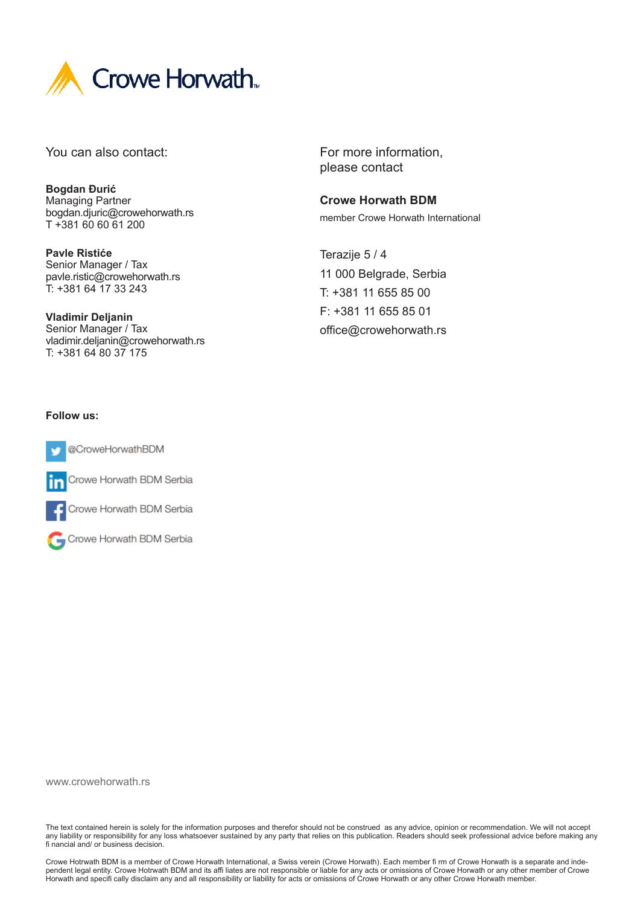Crowe Horwath

You can also contact:

**Bogdan Đurić**
Managing Partner
bogdan.djuric@crowehorwath.rs
T +381 60 60 61 200

**Pavle Ristiće**
Senior Manager / Tax
pavle.ristic@crowehorwath.rs
T: +381 64 17 33 243

**Vladimir Deljanin**
Senior Manager / Tax
vladimir.deljanin@crowehorwath.rs
T: +381 64 80 37 175

For more information, please contact

**Crowe Horwath BDM**

member Crowe Horwath International

Terazije 5 / 4
11 000 Belgrade, Serbia
T: +381 11 655 85 00
F: +381 11 655 85 01
office@crowehorwath.rs

**Follow us:**

@CroweHorwathBDM

Crowe Horwath BDM Serbia

Crowe Horwath BDM Serbia

Crowe Horwath BDM Serbia

www.crowehorwath.rs

The text contained herein is solely for the information purposes and therefor should not be construed as any advice, opinion or recommendation. We will not accept any liability or responsibility for any loss whatsoever sustained by any party that relies on this publication. Readers should seek professional advice before making any fi nancial and/ or business decision.

Crowe Hotrwath BDM is a member of Crowe Horwath International, a Swiss verein (Crowe Horwath). Each member fi rm of Crowe Horwath is a separate and independent legal entity. Crowe Hotrwath BDM and its affi liates are not responsible or liable for any acts or omissions of Crowe Horwath or any other member of Crowe Horwath and specifi cally disclaim any and all responsibility or liability for acts or omissions of Crowe Horwath or any other Crowe Horwath member.